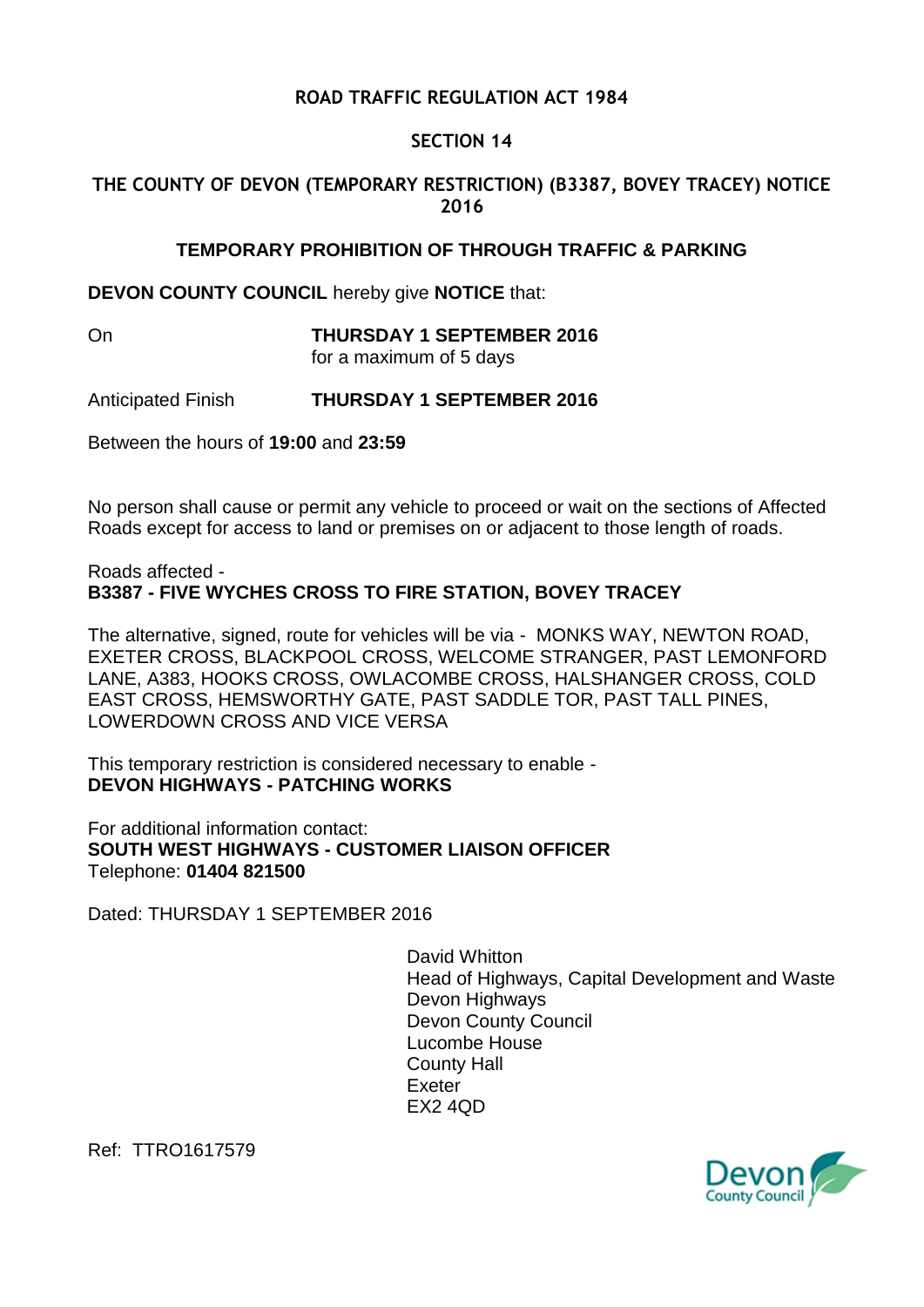**ROAD TRAFFIC REGULATION ACT 1984**

**SECTION 14**

**THE COUNTY OF DEVON (TEMPORARY RESTRICTION) (B3387, BOVEY TRACEY) NOTICE 2016**

**TEMPORARY PROHIBITION OF THROUGH TRAFFIC & PARKING**

**DEVON COUNTY COUNCIL** hereby give **NOTICE** that:

On **THURSDAY 1 SEPTEMBER 2016**
for a maximum of 5 days

Anticipated Finish **THURSDAY 1 SEPTEMBER 2016**

Between the hours of **19:00** and **23:59**

No person shall cause or permit any vehicle to proceed or wait on the sections of Affected Roads except for access to land or premises on or adjacent to those length of roads.

Roads affected -
**B3387 - FIVE WYCHES CROSS TO FIRE STATION, BOVEY TRACEY**

The alternative, signed, route for vehicles will be via - MONKS WAY, NEWTON ROAD, EXETER CROSS, BLACKPOOL CROSS, WELCOME STRANGER, PAST LEMONFORD LANE, A383, HOOKS CROSS, OWLACOMBE CROSS, HALSHANGER CROSS, COLD EAST CROSS, HEMSWORTHY GATE, PAST SADDLE TOR, PAST TALL PINES, LOWERDOWN CROSS AND VICE VERSA

This temporary restriction is considered necessary to enable -
**DEVON HIGHWAYS - PATCHING WORKS**

For additional information contact:
**SOUTH WEST HIGHWAYS - CUSTOMER LIAISON OFFICER**
Telephone: **01404 821500**

Dated: THURSDAY 1 SEPTEMBER 2016

David Whitton
Head of Highways, Capital Development and Waste
Devon Highways
Devon County Council
Lucombe House
County Hall
Exeter
EX2 4QD

Ref: TTRO1617579

Devon County Council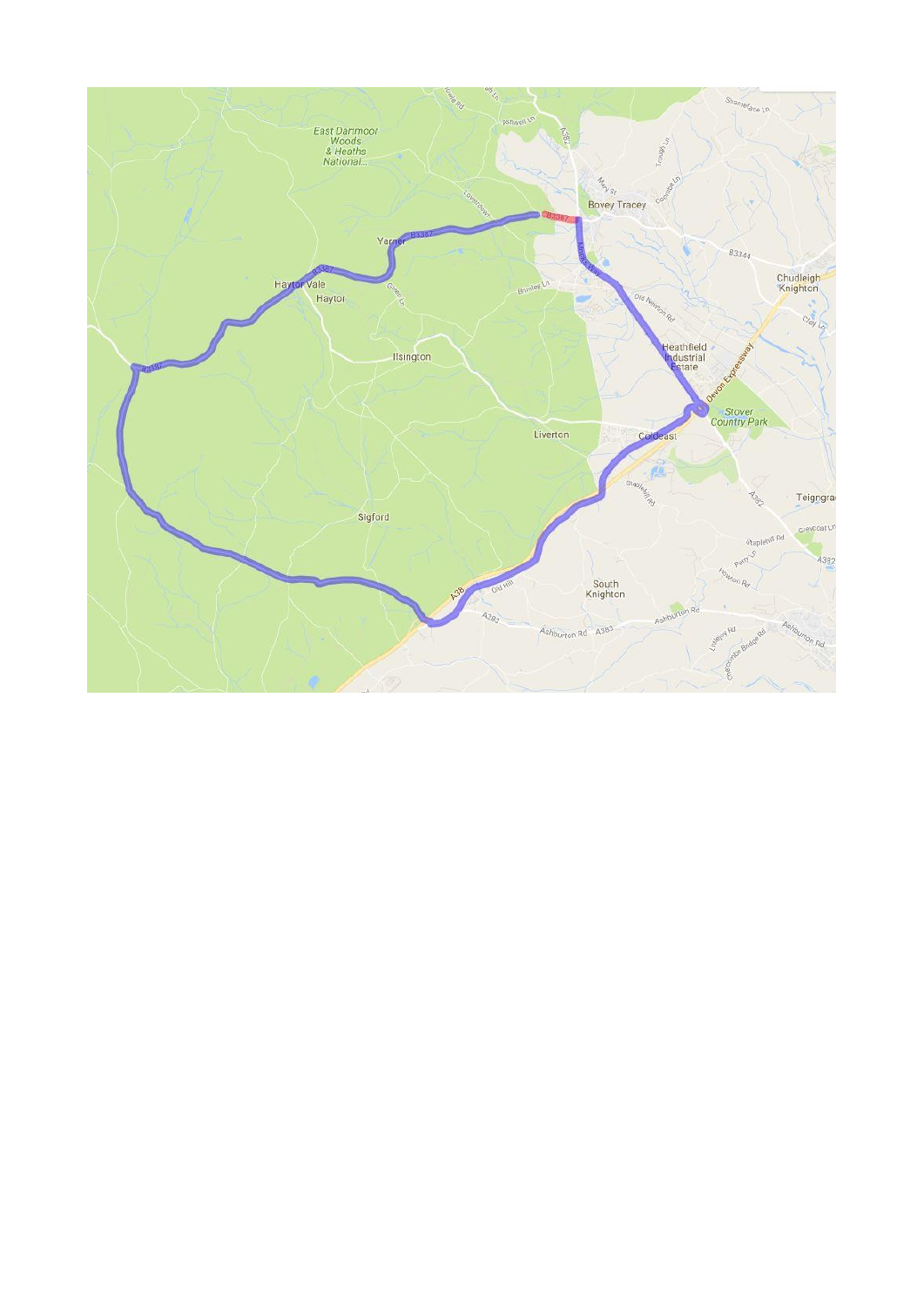East Dartmoor Woods & Heaths National...

Bovey Tracey

Yarner

Haytor Vale

Haytor

Ilsington

Liverton

Coldeast

Heathfield Industrial Estate

Stover Country Park

Chudleigh Knighton

Sigford

South Knighton

Teigngrac

Devon Expressway

B3387

B3344

A382

A38

A383

Old Hill

Ashourton Rd

Staplehill Rd

Old Newton Rd

Brimley Ln

Lowerdown

Mary St

Shameface Ln

Clay Ln

Howton Rd

Perry Ln

Crewcoat Ln

Ashburton Rd

Lindsey Rd

Ashwell Ln